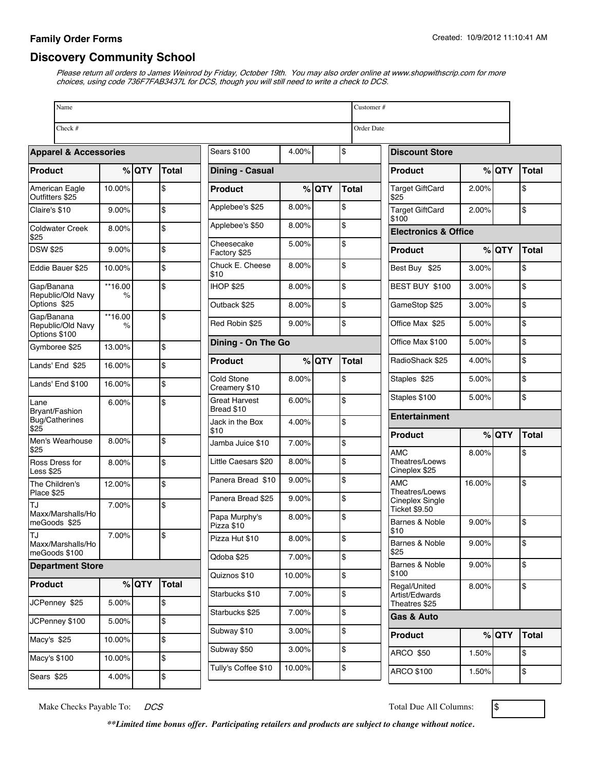**Family Order Forms**

Created: 10/9/2012 11:10:41 AM

## Discovery Community School

*Please return all orders to James Weinrod by Friday, October 19th. You may also order online at www.shopwithscrip.com for more choices, using code 736F7FAB3437L for DCS, though you will still need to write a check to DCS.*

| Name | Customer # |
|---|---|
| Check # | Order Date |

### Apparel & Accessories

| Product | % | QTY | Total |
|---|---|---|---|
| American Eagle Outfitters $25 | 10.00% | | $ |
| Claire's $10 | 9.00% | | $ |
| Coldwater Creek $25 | 8.00% | | $ |
| DSW $25 | 9.00% | | $ |
| Eddie Bauer $25 | 10.00% | | $ |
| Gap/Banana Republic/Old Navy Options $25 | **16.00 % | | $ |
| Gap/Banana Republic/Old Navy Options $100 | **16.00 % | | $ |
| Gymboree $25 | 13.00% | | $ |
| Lands' End $25 | 16.00% | | $ |
| Lands' End $100 | 16.00% | | $ |
| Lane Bryant/Fashion Bug/Catherines $25 | 6.00% | | $ |
| Men's Wearhouse $25 | 8.00% | | $ |
| Ross Dress for Less $25 | 8.00% | | $ |
| The Children's Place $25 | 12.00% | | $ |
| TJ Maxx/Marshalls/HomeGoods $25 | 7.00% | | $ |
| TJ Maxx/Marshalls/HomeGoods $100 | 7.00% | | $ |

### Department Store

| Product | % | QTY | Total |
|---|---|---|---|
| JCPenney $25 | 5.00% | | $ |
| JCPenney $100 | 5.00% | | $ |
| Macy's $25 | 10.00% | | $ |
| Macy's $100 | 10.00% | | $ |
| Sears $25 | 4.00% | | $ |
| Sears $100 | 4.00% | | $ |

### Dining - Casual

| Product | % | QTY | Total |
|---|---|---|---|
| Applebee's $25 | 8.00% | | $ |
| Applebee's $50 | 8.00% | | $ |
| Cheesecake Factory $25 | 5.00% | | $ |
| Chuck E. Cheese $10 | 8.00% | | $ |
| IHOP $25 | 8.00% | | $ |
| Outback $25 | 8.00% | | $ |
| Red Robin $25 | 9.00% | | $ |

### Dining - On The Go

| Product | % | QTY | Total |
|---|---|---|---|
| Cold Stone Creamery $10 | 8.00% | | $ |
| Great Harvest Bread $10 | 6.00% | | $ |
| Jack in the Box $10 | 4.00% | | $ |
| Jamba Juice $10 | 7.00% | | $ |
| Little Caesars $20 | 8.00% | | $ |
| Panera Bread $10 | 9.00% | | $ |
| Panera Bread $25 | 9.00% | | $ |
| Papa Murphy's Pizza $10 | 8.00% | | $ |
| Pizza Hut $10 | 8.00% | | $ |
| Qdoba $25 | 7.00% | | $ |
| Quiznos $10 | 10.00% | | $ |
| Starbucks $10 | 7.00% | | $ |
| Starbucks $25 | 7.00% | | $ |
| Subway $10 | 3.00% | | $ |
| Subway $50 | 3.00% | | $ |
| Tully's Coffee $10 | 10.00% | | $ |

### Discount Store

| Product | % | QTY | Total |
|---|---|---|---|
| Target GiftCard $25 | 2.00% | | $ |
| Target GiftCard $100 | 2.00% | | $ |

### Electronics & Office

| Product | % | QTY | Total |
|---|---|---|---|
| Best Buy $25 | 3.00% | | $ |
| BEST BUY $100 | 3.00% | | $ |
| GameStop $25 | 3.00% | | $ |
| Office Max $25 | 5.00% | | $ |
| Office Max $100 | 5.00% | | $ |
| RadioShack $25 | 4.00% | | $ |
| Staples $25 | 5.00% | | $ |
| Staples $100 | 5.00% | | $ |

### Entertainment

| Product | % | QTY | Total |
|---|---|---|---|
| AMC Theatres/Loews Cineplex $25 | 8.00% | | $ |
| AMC Theatres/Loews Cineplex Single Ticket $9.50 | 16.00% | | $ |
| Barnes & Noble $10 | 9.00% | | $ |
| Barnes & Noble $25 | 9.00% | | $ |
| Barnes & Noble $100 | 9.00% | | $ |
| Regal/United Artist/Edwards Theatres $25 | 8.00% | | $ |

### Gas & Auto

| Product | % | QTY | Total |
|---|---|---|---|
| ARCO $50 | 1.50% | | $ |
| ARCO $100 | 1.50% | | $ |

Make Checks Payable To: *DCS*

Total Due All Columns: $

***\*\*Limited time bonus offer. Participating retailers and products are subject to change without notice.***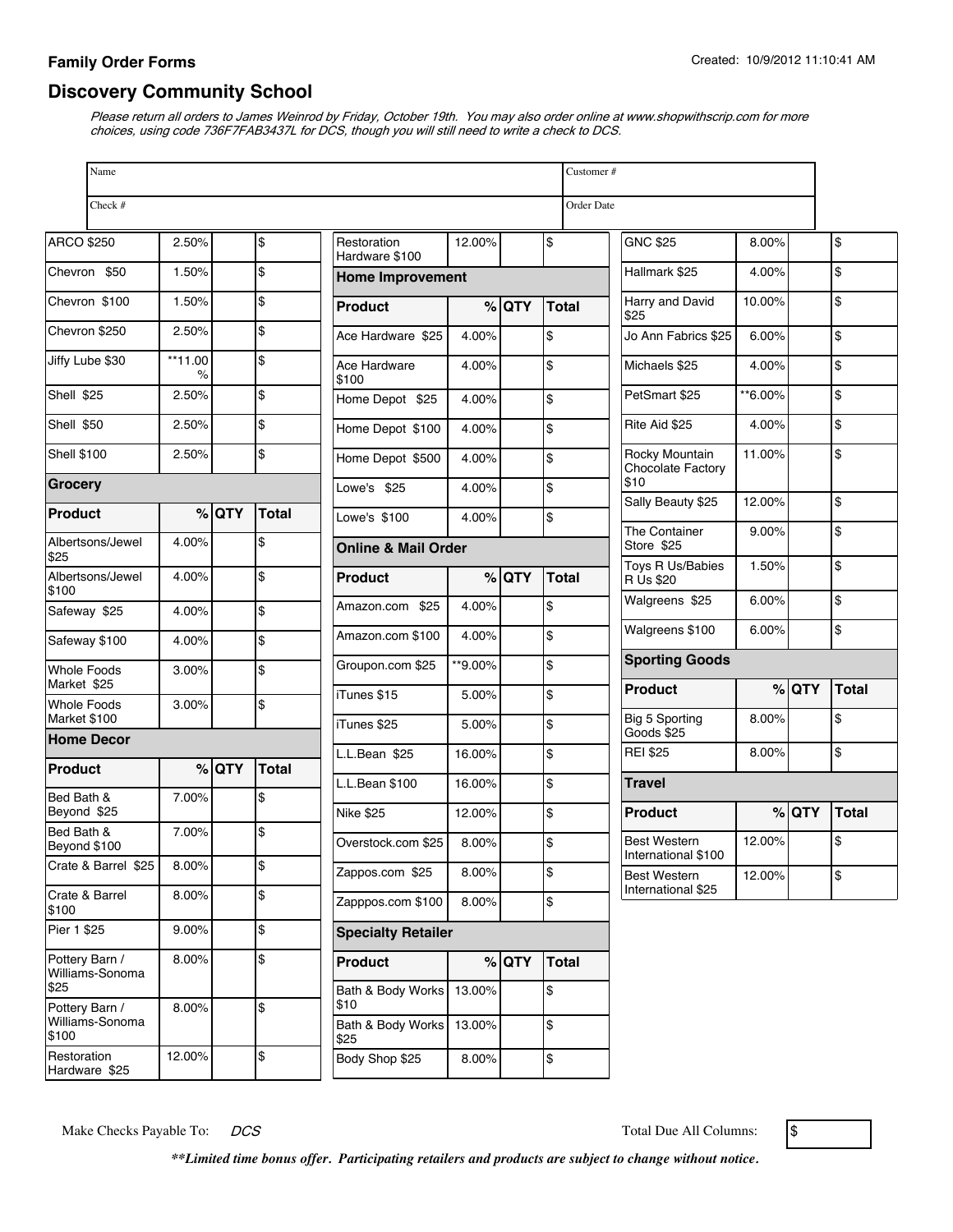**Family Order Forms**

Created: 10/9/2012 11:10:41 AM

## Discovery Community School

*Please return all orders to James Weinrod by Friday, October 19th. You may also order online at www.shopwithscrip.com for more choices, using code 736F7FAB3437L for DCS, though you will still need to write a check to DCS.*

| | |
|---|---|
| Name | Customer # |
| Check # | Order Date |

| Product | % | QTY | Total |
|---|---|---|---|
| ARCO $250 | 2.50% | | $ |
| Chevron $50 | 1.50% | | $ |
| Chevron $100 | 1.50% | | $ |
| Chevron $250 | 2.50% | | $ |
| Jiffy Lube $30 | **11.00% | | $ |
| Shell $25 | 2.50% | | $ |
| Shell $50 | 2.50% | | $ |
| Shell $100 | 2.50% | | $ |

### Grocery

| Product | % | QTY | Total |
|---|---|---|---|
| Albertsons/Jewel $25 | 4.00% | | $ |
| Albertsons/Jewel $100 | 4.00% | | $ |
| Safeway $25 | 4.00% | | $ |
| Safeway $100 | 4.00% | | $ |
| Whole Foods Market $25 | 3.00% | | $ |
| Whole Foods Market $100 | 3.00% | | $ |

### Home Decor

| Product | % | QTY | Total |
|---|---|---|---|
| Bed Bath & Beyond $25 | 7.00% | | $ |
| Bed Bath & Beyond $100 | 7.00% | | $ |
| Crate & Barrel $25 | 8.00% | | $ |
| Crate & Barrel $100 | 8.00% | | $ |
| Pier 1 $25 | 9.00% | | $ |
| Pottery Barn / Williams-Sonoma $25 | 8.00% | | $ |
| Pottery Barn / Williams-Sonoma $100 | 8.00% | | $ |
| Restoration Hardware $25 | 12.00% | | $ |
| Restoration Hardware $100 | 12.00% | | $ |

### Home Improvement

| Product | % | QTY | Total |
|---|---|---|---|
| Ace Hardware $25 | 4.00% | | $ |
| Ace Hardware $100 | 4.00% | | $ |
| Home Depot $25 | 4.00% | | $ |
| Home Depot $100 | 4.00% | | $ |
| Home Depot $500 | 4.00% | | $ |
| Lowe's $25 | 4.00% | | $ |
| Lowe's $100 | 4.00% | | $ |

### Online & Mail Order

| Product | % | QTY | Total |
|---|---|---|---|
| Amazon.com $25 | 4.00% | | $ |
| Amazon.com $100 | 4.00% | | $ |
| Groupon.com $25 | **9.00% | | $ |
| iTunes $15 | 5.00% | | $ |
| iTunes $25 | 5.00% | | $ |
| L.L.Bean $25 | 16.00% | | $ |
| L.L.Bean $100 | 16.00% | | $ |
| Nike $25 | 12.00% | | $ |
| Overstock.com $25 | 8.00% | | $ |
| Zappos.com $25 | 8.00% | | $ |
| Zapppos.com $100 | 8.00% | | $ |

### Specialty Retailer

| Product | % | QTY | Total |
|---|---|---|---|
| Bath & Body Works $10 | 13.00% | | $ |
| Bath & Body Works $25 | 13.00% | | $ |
| Body Shop $25 | 8.00% | | $ |
| GNC $25 | 8.00% | | $ |
| Hallmark $25 | 4.00% | | $ |
| Harry and David $25 | 10.00% | | $ |
| Jo Ann Fabrics $25 | 6.00% | | $ |
| Michaels $25 | 4.00% | | $ |
| PetSmart $25 | **6.00% | | $ |
| Rite Aid $25 | 4.00% | | $ |
| Rocky Mountain Chocolate Factory $10 | 11.00% | | $ |
| Sally Beauty $25 | 12.00% | | $ |
| The Container Store $25 | 9.00% | | $ |
| Toys R Us/Babies R Us $20 | 1.50% | | $ |
| Walgreens $25 | 6.00% | | $ |
| Walgreens $100 | 6.00% | | $ |

### Sporting Goods

| Product | % | QTY | Total |
|---|---|---|---|
| Big 5 Sporting Goods $25 | 8.00% | | $ |
| REI $25 | 8.00% | | $ |

### Travel

| Product | % | QTY | Total |
|---|---|---|---|
| Best Western International $100 | 12.00% | | $ |
| Best Western International $25 | 12.00% | | $ |

Make Checks Payable To: *DCS*

Total Due All Columns: $

***Limited time bonus offer. Participating retailers and products are subject to change without notice.***